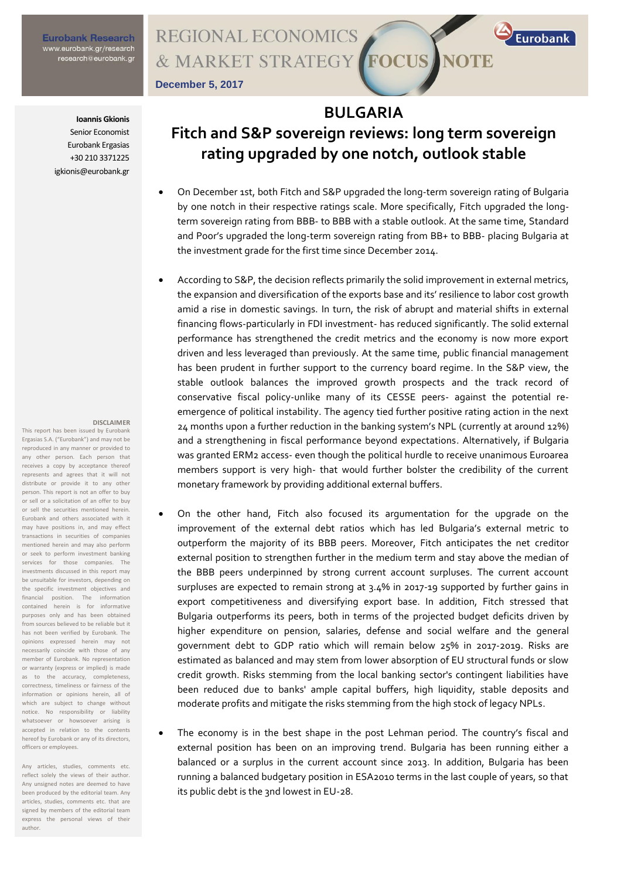**Eurobank Research**
www.eurobank.gr/research
research@eurobank.gr

REGIONAL ECONOMICS & MARKET STRATEGY FOCUS NOTE

December 5, 2017

**Ioannis Gkionis**
Senior Economist
Eurobank Ergasias
+30 210 3371225
igkionis@eurobank.gr

# BULGARIA

# Fitch and S&P sovereign reviews: long term sovereign rating upgraded by one notch, outlook stable

- On December 1st, both Fitch and S&P upgraded the long-term sovereign rating of Bulgaria by one notch in their respective ratings scale. More specifically, Fitch upgraded the long-term sovereign rating from BBB- to BBB with a stable outlook. At the same time, Standard and Poor's upgraded the long-term sovereign rating from BB+ to BBB- placing Bulgaria at the investment grade for the first time since December 2014.

- According to S&P, the decision reflects primarily the solid improvement in external metrics, the expansion and diversification of the exports base and its' resilience to labor cost growth amid a rise in domestic savings. In turn, the risk of abrupt and material shifts in external financing flows-particularly in FDI investment- has reduced significantly. The solid external performance has strengthened the credit metrics and the economy is now more export driven and less leveraged than previously. At the same time, public financial management has been prudent in further support to the currency board regime. In the S&P view, the stable outlook balances the improved growth prospects and the track record of conservative fiscal policy-unlike many of its CESSE peers- against the potential re-emergence of political instability. The agency tied further positive rating action in the next 24 months upon a further reduction in the banking system's NPL (currently at around 12%) and a strengthening in fiscal performance beyond expectations. Alternatively, if Bulgaria was granted ERM2 access- even though the political hurdle to receive unanimous Euroarea members support is very high- that would further bolster the credibility of the current monetary framework by providing additional external buffers.

- On the other hand, Fitch also focused its argumentation for the upgrade on the improvement of the external debt ratios which has led Bulgaria's external metric to outperform the majority of its BBB peers. Moreover, Fitch anticipates the net creditor external position to strengthen further in the medium term and stay above the median of the BBB peers underpinned by strong current account surpluses. The current account surpluses are expected to remain strong at 3.4% in 2017-19 supported by further gains in export competitiveness and diversifying export base. In addition, Fitch stressed that Bulgaria outperforms its peers, both in terms of the projected budget deficits driven by higher expenditure on pension, salaries, defense and social welfare and the general government debt to GDP ratio which will remain below 25% in 2017-2019. Risks are estimated as balanced and may stem from lower absorption of EU structural funds or slow credit growth. Risks stemming from the local banking sector's contingent liabilities have been reduced due to banks' ample capital buffers, high liquidity, stable deposits and moderate profits and mitigate the risks stemming from the high stock of legacy NPLs.

- The economy is in the best shape in the post Lehman period. The country's fiscal and external position has been on an improving trend. Bulgaria has been running either a balanced or a surplus in the current account since 2013. In addition, Bulgaria has been running a balanced budgetary position in ESA2010 terms in the last couple of years, so that its public debt is the 3nd lowest in EU-28.

**DISCLAIMER**
This report has been issued by Eurobank Ergasias S.A. ("Eurobank") and may not be reproduced in any manner or provided to any other person. Each person that receives a copy by acceptance thereof represents and agrees that it will not distribute or provide it to any other person. This report is not an offer to buy or sell or a solicitation of an offer to buy or sell the securities mentioned herein. Eurobank and others associated with it may have positions in, and may effect transactions in securities of companies mentioned herein and may also perform or seek to perform investment banking services for those companies. The investments discussed in this report may be unsuitable for investors, depending on the specific investment objectives and financial position. The information contained herein is for informative purposes only and has been obtained from sources believed to be reliable but it has not been verified by Eurobank. The opinions expressed herein may not necessarily coincide with those of any member of Eurobank. No representation or warranty (express or implied) is made as to the accuracy, completeness, correctness, timeliness or fairness of the information or opinions herein, all of which are subject to change without notice. No responsibility or liability whatsoever or howsoever arising is accepted in relation to the contents hereof by Eurobank or any of its directors, officers or employees.

Any articles, studies, comments etc. reflect solely the views of their author. Any unsigned notes are deemed to have been produced by the editorial team. Any articles, studies, comments etc. that are signed by members of the editorial team express the personal views of their author.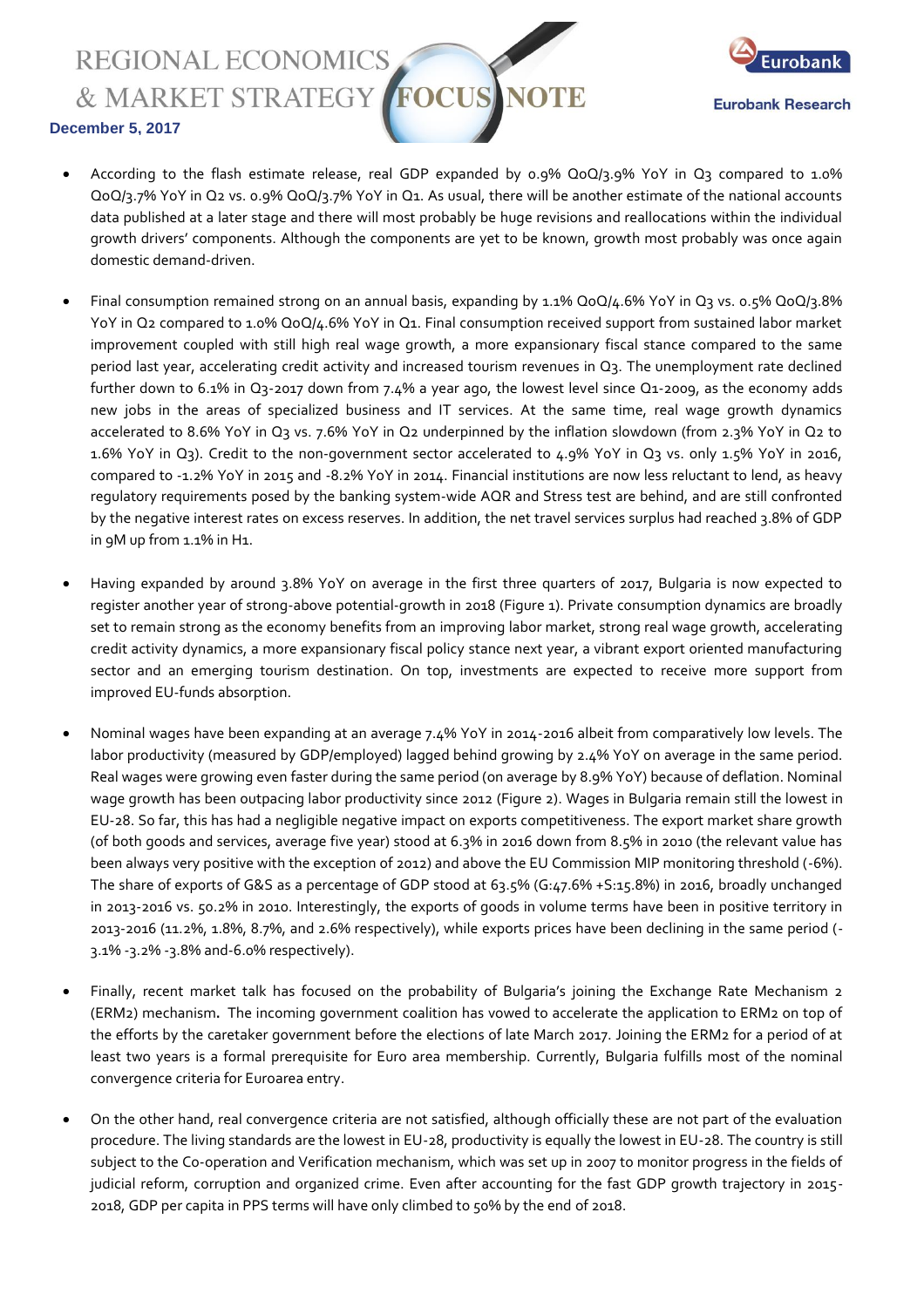- According to the flash estimate release, real GDP expanded by 0.9% QoQ/3.9% YoY in Q3 compared to 1.0% QoQ/3.7% YoY in Q2 vs. 0.9% QoQ/3.7% YoY in Q1. As usual, there will be another estimate of the national accounts data published at a later stage and there will most probably be huge revisions and reallocations within the individual growth drivers' components. Although the components are yet to be known, growth most probably was once again domestic demand-driven.

- Final consumption remained strong on an annual basis, expanding by 1.1% QoQ/4.6% YoY in Q3 vs. 0.5% QoQ/3.8% YoY in Q2 compared to 1.0% QoQ/4.6% YoY in Q1. Final consumption received support from sustained labor market improvement coupled with still high real wage growth, a more expansionary fiscal stance compared to the same period last year, accelerating credit activity and increased tourism revenues in Q3. The unemployment rate declined further down to 6.1% in Q3-2017 down from 7.4% a year ago, the lowest level since Q1-2009, as the economy adds new jobs in the areas of specialized business and IT services. At the same time, real wage growth dynamics accelerated to 8.6% YoY in Q3 vs. 7.6% YoY in Q2 underpinned by the inflation slowdown (from 2.3% YoY in Q2 to 1.6% YoY in Q3). Credit to the non-government sector accelerated to 4.9% YoY in Q3 vs. only 1.5% YoY in 2016, compared to -1.2% YoY in 2015 and -8.2% YoY in 2014. Financial institutions are now less reluctant to lend, as heavy regulatory requirements posed by the banking system-wide AQR and Stress test are behind, and are still confronted by the negative interest rates on excess reserves. In addition, the net travel services surplus had reached 3.8% of GDP in 9M up from 1.1% in H1.

- Having expanded by around 3.8% YoY on average in the first three quarters of 2017, Bulgaria is now expected to register another year of strong-above potential-growth in 2018 (Figure 1). Private consumption dynamics are broadly set to remain strong as the economy benefits from an improving labor market, strong real wage growth, accelerating credit activity dynamics, a more expansionary fiscal policy stance next year, a vibrant export oriented manufacturing sector and an emerging tourism destination. On top, investments are expected to receive more support from improved EU-funds absorption.

- Nominal wages have been expanding at an average 7.4% YoY in 2014-2016 albeit from comparatively low levels. The labor productivity (measured by GDP/employed) lagged behind growing by 2.4% YoY on average in the same period. Real wages were growing even faster during the same period (on average by 8.9% YoY) because of deflation. Nominal wage growth has been outpacing labor productivity since 2012 (Figure 2). Wages in Bulgaria remain still the lowest in EU-28. So far, this has had a negligible negative impact on exports competitiveness. The export market share growth (of both goods and services, average five year) stood at 6.3% in 2016 down from 8.5% in 2010 (the relevant value has been always very positive with the exception of 2012) and above the EU Commission MIP monitoring threshold (-6%). The share of exports of G&S as a percentage of GDP stood at 63.5% (G:47.6% +S:15.8%) in 2016, broadly unchanged in 2013-2016 vs. 50.2% in 2010. Interestingly, the exports of goods in volume terms have been in positive territory in 2013-2016 (11.2%, 1.8%, 8.7%, and 2.6% respectively), while exports prices have been declining in the same period (-3.1% -3.2% -3.8% and-6.0% respectively).

- Finally, recent market talk has focused on the probability of Bulgaria's joining the Exchange Rate Mechanism 2 (ERM2) mechanism**.** The incoming government coalition has vowed to accelerate the application to ERM2 on top of the efforts by the caretaker government before the elections of late March 2017. Joining the ERM2 for a period of at least two years is a formal prerequisite for Euro area membership. Currently, Bulgaria fulfills most of the nominal convergence criteria for Euroarea entry.

- On the other hand, real convergence criteria are not satisfied, although officially these are not part of the evaluation procedure. The living standards are the lowest in EU-28, productivity is equally the lowest in EU-28. The country is still subject to the Co-operation and Verification mechanism, which was set up in 2007 to monitor progress in the fields of judicial reform, corruption and organized crime. Even after accounting for the fast GDP growth trajectory in 2015-2018, GDP per capita in PPS terms will have only climbed to 50% by the end of 2018.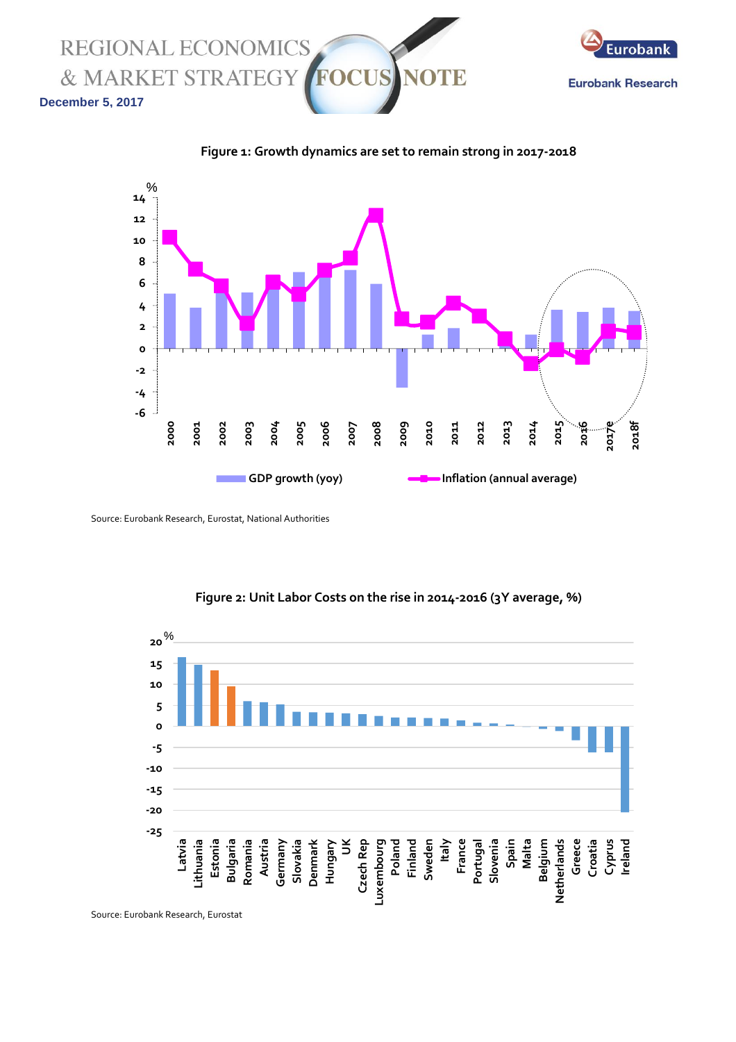**Figure 1: Growth dynamics are set to remain strong in 2017-2018**

Source: Eurobank Research, Eurostat, National Authorities

**Figure 2: Unit Labor Costs on the rise in 2014-2016 (3Y average, %)**

Source: Eurobank Research, Eurostat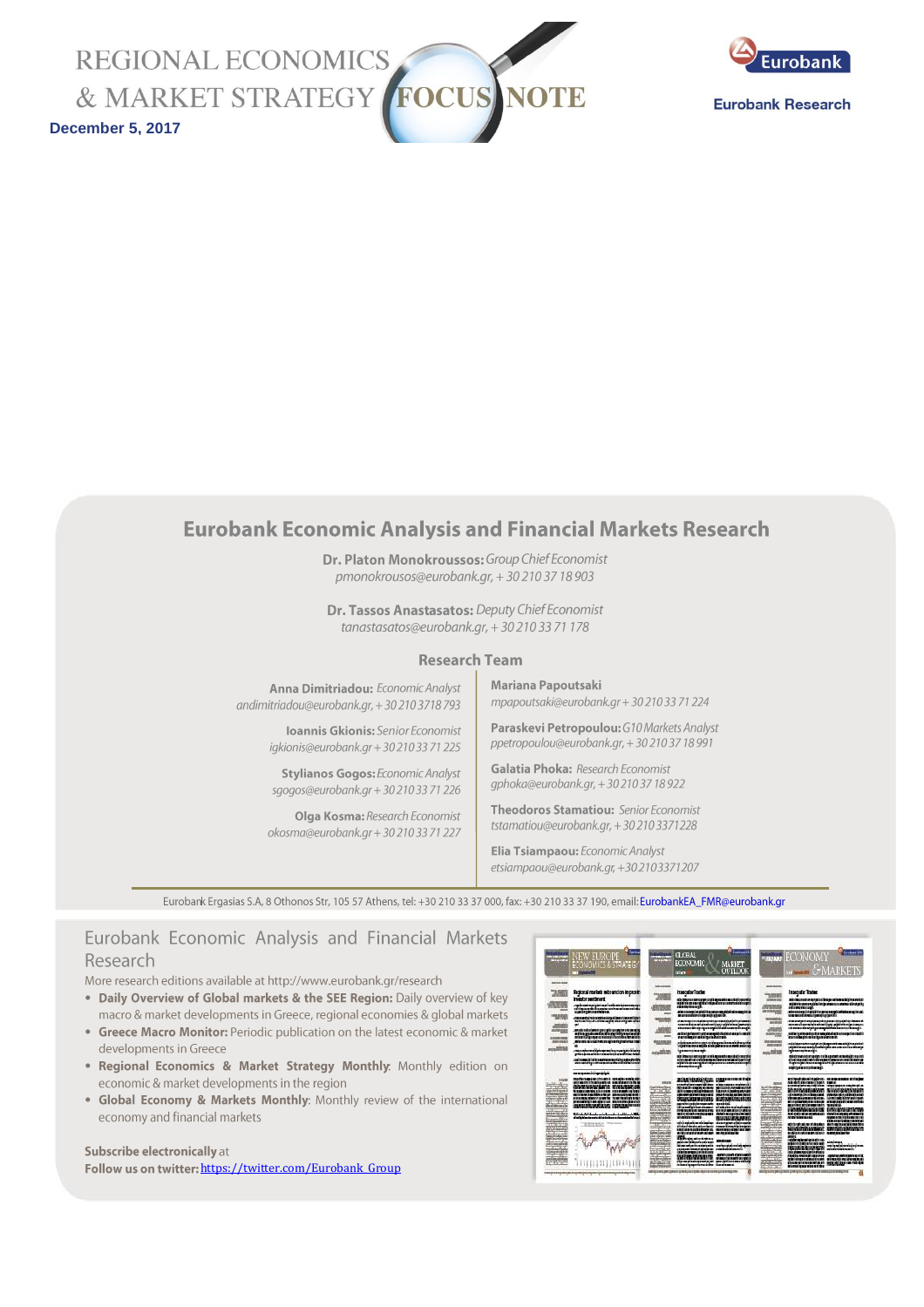REGIONAL ECONOMICS & MARKET STRATEGY FOCUS NOTE

December 5, 2017

Eurobank Research

## Eurobank Economic Analysis and Financial Markets Research

**Dr. Platon Monokroussos:** *Group Chief Economist*
*pmonokrousos@eurobank.gr, + 30 210 37 18 903*

**Dr. Tassos Anastasatos:** *Deputy Chief Economist*
*tanastasatos@eurobank.gr, + 30 210 33 71 178*

### Research Team

**Anna Dimitriadou:** *Economic Analyst*
*andimitriadou@eurobank.gr, + 30 210 3718 793*

**Ioannis Gkionis:** *Senior Economist*
*igkionis@eurobank.gr + 30 210 33 71 225*

**Stylianos Gogos:** *Economic Analyst*
*sgogos@eurobank.gr + 30 210 33 71 226*

**Olga Kosma:** *Research Economist*
*okosma@eurobank.gr + 30 210 33 71 227*

**Mariana Papoutsaki**
*mpapoutsaki@eurobank.gr + 30 210 33 71 224*

**Paraskevi Petropoulou:** *G10 Markets Analyst*
*ppetropoulou@eurobank.gr, + 30 210 37 18 991*

**Galatia Phoka:** *Research Economist*
*gphoka@eurobank.gr, + 30 210 37 18 922*

**Theodoros Stamatiou:** *Senior Economist*
*tstamatiou@eurobank.gr, + 30 210 3371228*

**Elia Tsiampaou:** *Economic Analyst*
*etsiampaou@eurobank.gr, +30 2103371207*

Eurobank Ergasias S.A, 8 Othonos Str, 105 57 Athens, tel: +30 210 33 37 000, fax: +30 210 33 37 190, email: EurobankEA_FMR@eurobank.gr

## Eurobank Economic Analysis and Financial Markets Research

More research editions available at http://www.eurobank.gr/research

- **Daily Overview of Global markets & the SEE Region:** Daily overview of key macro & market developments in Greece, regional economies & global markets
- **Greece Macro Monitor:** Periodic publication on the latest economic & market developments in Greece
- **Regional Economics & Market Strategy Monthly:** Monthly edition on economic & market developments in the region
- **Global Economy & Markets Monthly:** Monthly review of the international economy and financial markets

**Subscribe electronically** at
**Follow us on twitter:** https://twitter.com/Eurobank_Group